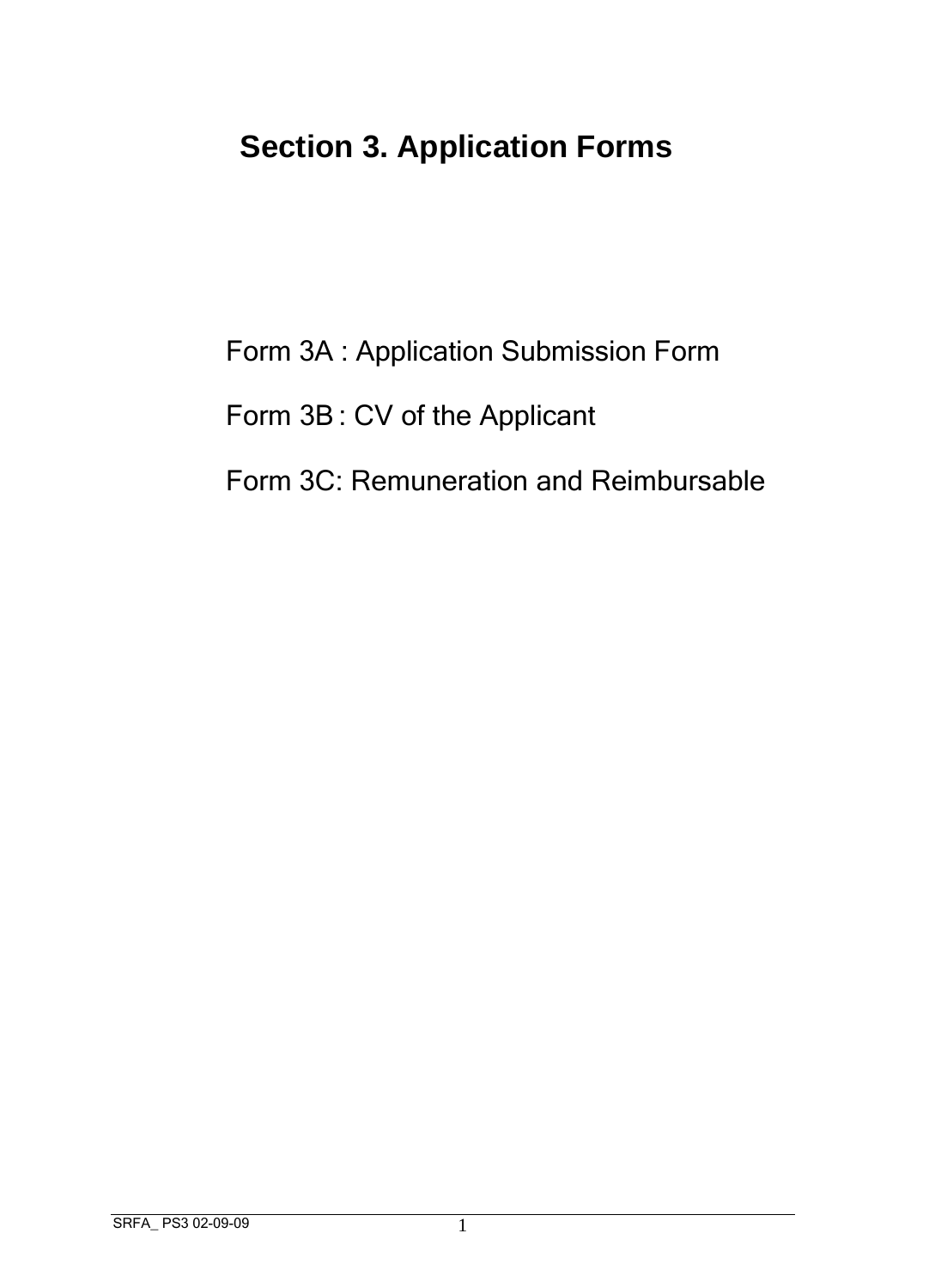# Section 3. Application Forms

Form 3A : Application Submission Form

Form 3B : CV of the Applicant

Form 3C: Remuneration and Reimbursable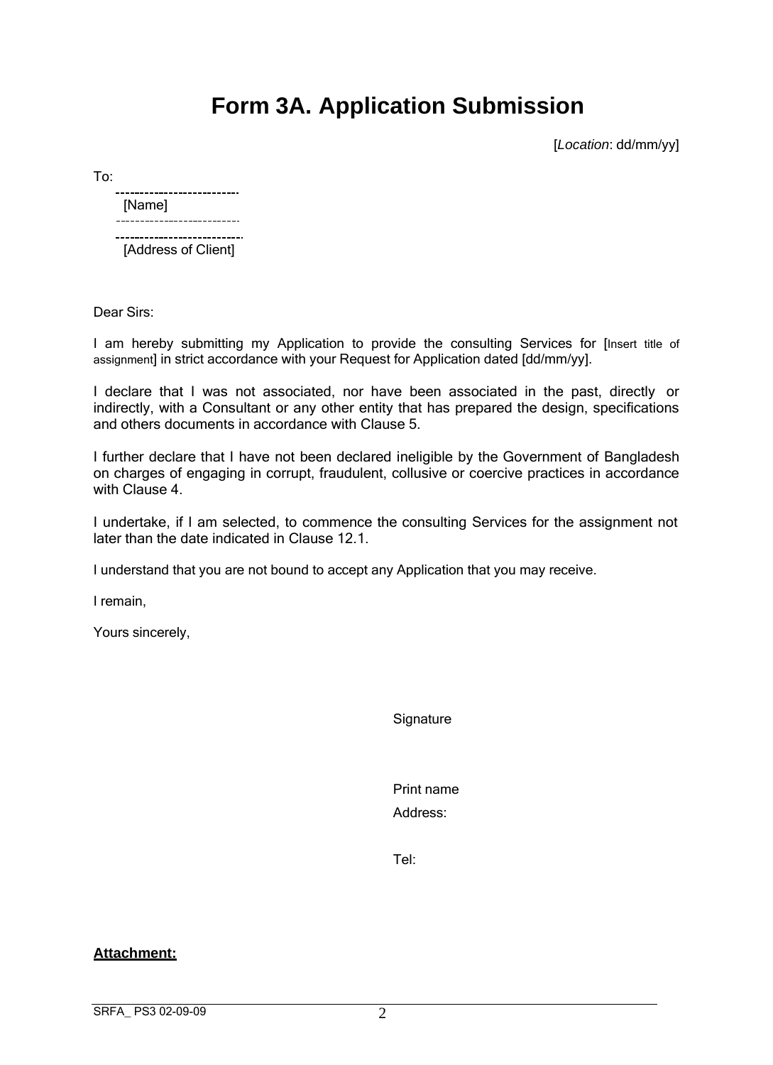# Form 3A. Application Submission

[*Location*: dd/mm/yy]

To:

[Name]

[Address of Client]

Dear Sirs:

I am hereby submitting my Application to provide the consulting Services for [Insert title of assignment] in strict accordance with your Request for Application dated [dd/mm/yy].

I declare that I was not associated, nor have been associated in the past, directly or indirectly, with a Consultant or any other entity that has prepared the design, specifications and others documents in accordance with Clause 5.

I further declare that I have not been declared ineligible by the Government of Bangladesh on charges of engaging in corrupt, fraudulent, collusive or coercive practices in accordance with Clause 4.

I undertake, if I am selected, to commence the consulting Services for the assignment not later than the date indicated in Clause 12.1.

I understand that you are not bound to accept any Application that you may receive.

I remain,

Yours sincerely,

Signature

Print name

Address:

Tel:

**Attachment:**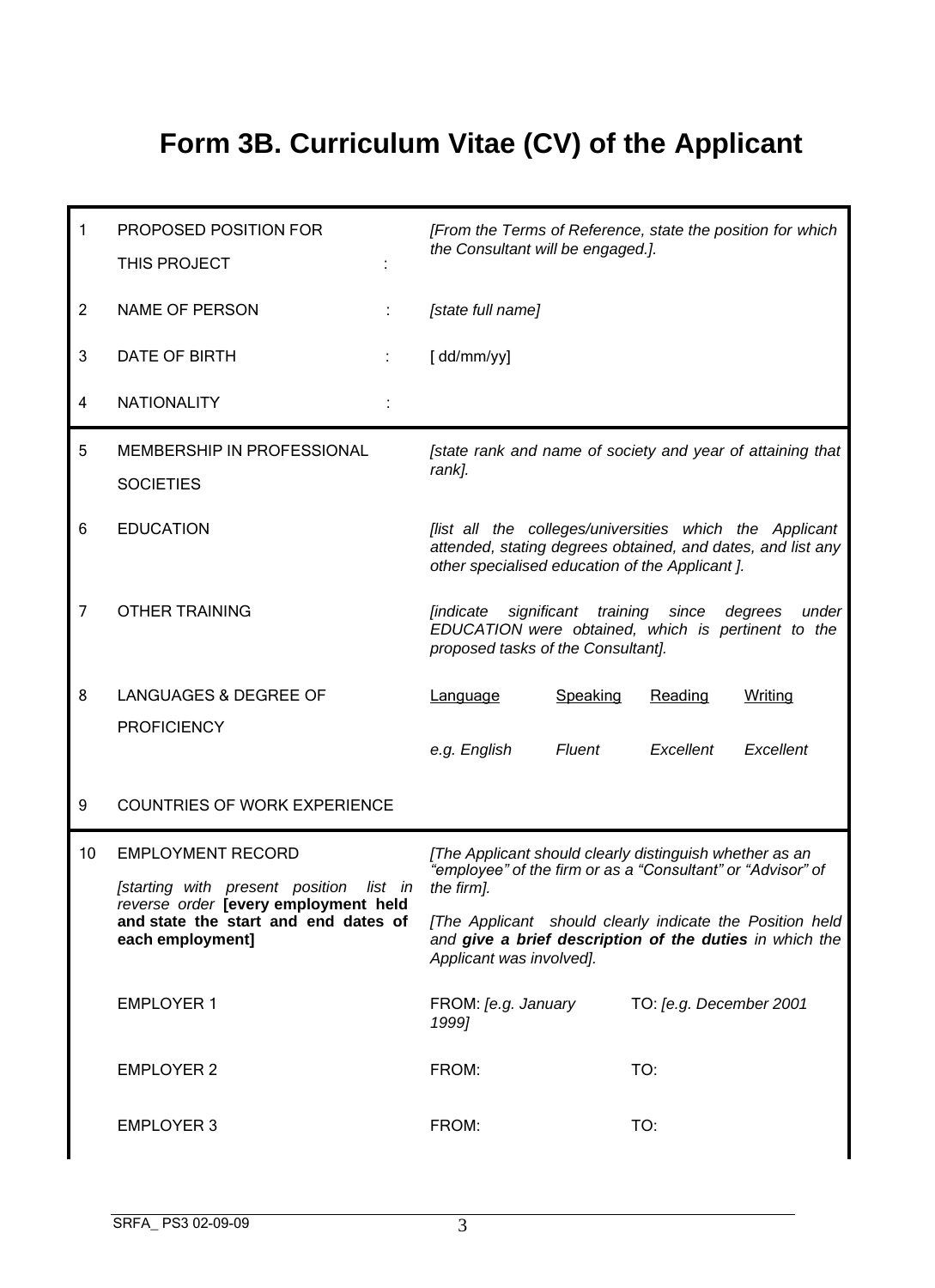# Form 3B. Curriculum Vitae (CV) of the Applicant

| | | |
|---|---|---|
| 1 | PROPOSED POSITION FOR THIS PROJECT : | *[From the Terms of Reference, state the position for which the Consultant will be engaged.].* |
| 2 | NAME OF PERSON : | *[state full name]* |
| 3 | DATE OF BIRTH : | [ dd/mm/yy] |
| 4 | NATIONALITY : | |
| 5 | MEMBERSHIP IN PROFESSIONAL SOCIETIES | *[state rank and name of society and year of attaining that rank].* |
| 6 | EDUCATION | *[list all the colleges/universities which the Applicant attended, stating degrees obtained, and dates, and list any other specialised education of the Applicant ].* |
| 7 | OTHER TRAINING | *[indicate significant training since degrees under EDUCATION were obtained, which is pertinent to the proposed tasks of the Consultant].* |
| 8 | LANGUAGES & DEGREE OF PROFICIENCY | |
| 9 | COUNTRIES OF WORK EXPERIENCE | |
| 10 | EMPLOYMENT RECORD *[starting with present position list in reverse order* **[every employment held and state the start and end dates of each employment]** | *[The Applicant should clearly distinguish whether as an "employee" of the firm or as a "Consultant" or "Advisor" of the firm].* *[The Applicant should clearly indicate the Position held and* ***give a brief description of the duties*** *in which the Applicant was involved].* |

Languages & Degree of Proficiency:

| Language | Speaking | Reading | Writing |
|---|---|---|---|
| *e.g. English* | *Fluent* | *Excellent* | *Excellent* |

Employment Record:

| Employer | From | To |
|---|---|---|
| EMPLOYER 1 | FROM: *[e.g. January 1999]* | TO: *[e.g. December 2001* |
| EMPLOYER 2 | FROM: | TO: |
| EMPLOYER 3 | FROM: | TO: |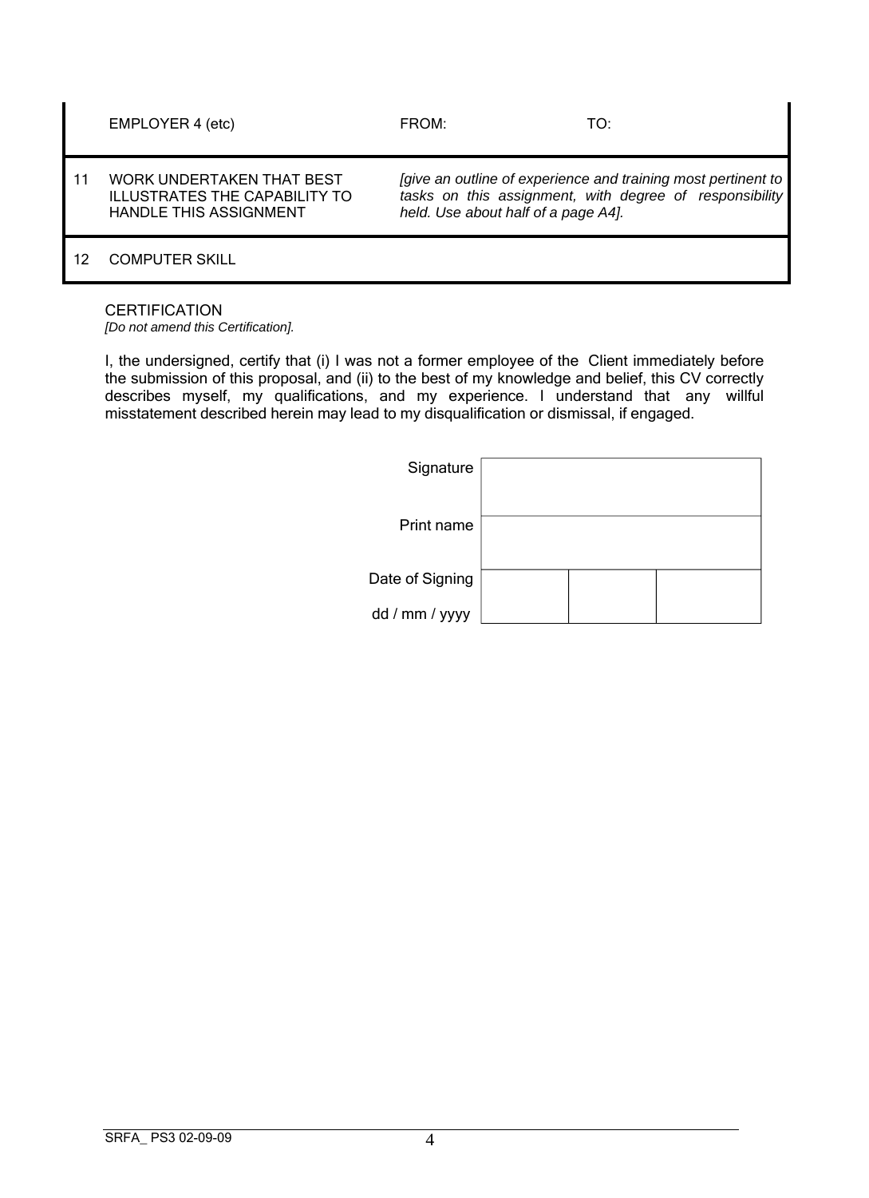| | | | |
|---|---|---|---|
| | EMPLOYER 4 (etc) | FROM: | TO: |
| 11 | WORK UNDERTAKEN THAT BEST ILLUSTRATES THE CAPABILITY TO HANDLE THIS ASSIGNMENT | *[give an outline of experience and training most pertinent to tasks on this assignment, with degree of responsibility held. Use about half of a page A4].* | |
| 12 | COMPUTER SKILL | | |

CERTIFICATION
*[Do not amend this Certification].*

I, the undersigned, certify that (i) I was not a former employee of the Client immediately before the submission of this proposal, and (ii) to the best of my knowledge and belief, this CV correctly describes myself, my qualifications, and my experience. I understand that any willful misstatement described herein may lead to my disqualification or dismissal, if engaged.

| | | | |
|---|---|---|---|
| Signature | | | |
| Print name | | | |
| Date of Signing<br>dd / mm / yyyy | | | |

SRFA_ PS3 02-09-09